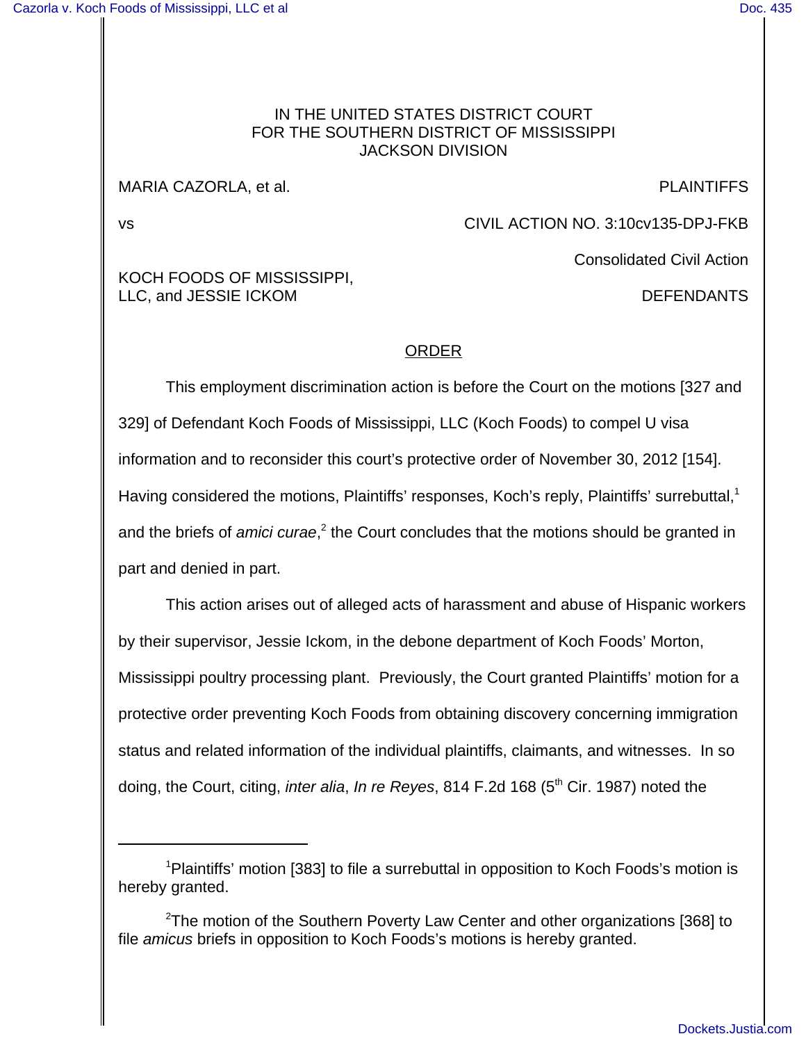IN THE UNITED STATES DISTRICT COURT
FOR THE SOUTHERN DISTRICT OF MISSISSIPPI
JACKSON DIVISION

MARIA CAZORLA, et al. PLAINTIFFS

vs CIVIL ACTION NO. 3:10cv135-DPJ-FKB

Consolidated Civil Action

KOCH FOODS OF MISSISSIPPI, LLC, and JESSIE ICKOM DEFENDANTS

ORDER

This employment discrimination action is before the Court on the motions [327 and 329] of Defendant Koch Foods of Mississippi, LLC (Koch Foods) to compel U visa information and to reconsider this court's protective order of November 30, 2012 [154]. Having considered the motions, Plaintiffs' responses, Koch's reply, Plaintiffs' surrebuttal,[1] and the briefs of *amici curae*,[2] the Court concludes that the motions should be granted in part and denied in part.

This action arises out of alleged acts of harassment and abuse of Hispanic workers by their supervisor, Jessie Ickom, in the debone department of Koch Foods' Morton, Mississippi poultry processing plant. Previously, the Court granted Plaintiffs' motion for a protective order preventing Koch Foods from obtaining discovery concerning immigration status and related information of the individual plaintiffs, claimants, and witnesses. In so doing, the Court, citing, *inter alia*, *In re Reyes*, 814 F.2d 168 (5th Cir. 1987) noted the

---

[1] Plaintiffs' motion [383] to file a surrebuttal in opposition to Koch Foods's motion is hereby granted.

[2] The motion of the Southern Poverty Law Center and other organizations [368] to file *amicus* briefs in opposition to Koch Foods's motions is hereby granted.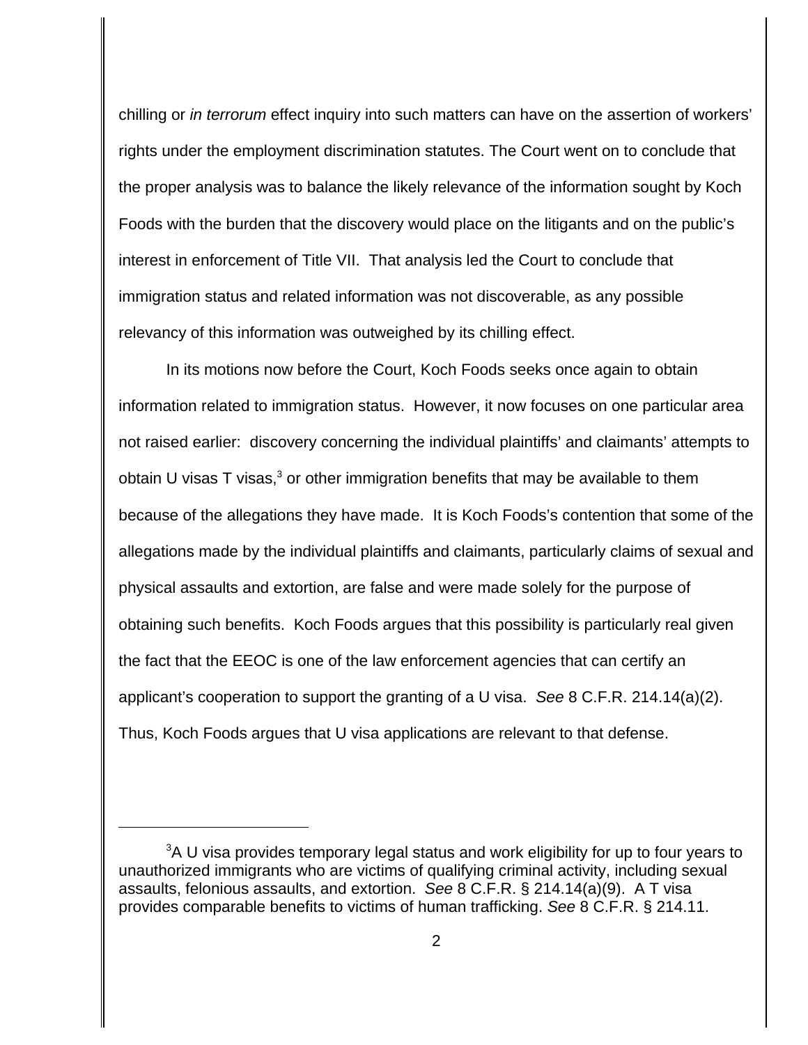chilling or *in terrorum* effect inquiry into such matters can have on the assertion of workers' rights under the employment discrimination statutes. The Court went on to conclude that the proper analysis was to balance the likely relevance of the information sought by Koch Foods with the burden that the discovery would place on the litigants and on the public's interest in enforcement of Title VII. That analysis led the Court to conclude that immigration status and related information was not discoverable, as any possible relevancy of this information was outweighed by its chilling effect.

In its motions now before the Court, Koch Foods seeks once again to obtain information related to immigration status. However, it now focuses on one particular area not raised earlier: discovery concerning the individual plaintiffs' and claimants' attempts to obtain U visas T visas,[3] or other immigration benefits that may be available to them because of the allegations they have made. It is Koch Foods's contention that some of the allegations made by the individual plaintiffs and claimants, particularly claims of sexual and physical assaults and extortion, are false and were made solely for the purpose of obtaining such benefits. Koch Foods argues that this possibility is particularly real given the fact that the EEOC is one of the law enforcement agencies that can certify an applicant's cooperation to support the granting of a U visa. *See* 8 C.F.R. 214.14(a)(2). Thus, Koch Foods argues that U visa applications are relevant to that defense.

[3]A U visa provides temporary legal status and work eligibility for up to four years to unauthorized immigrants who are victims of qualifying criminal activity, including sexual assaults, felonious assaults, and extortion. *See* 8 C.F.R. § 214.14(a)(9). A T visa provides comparable benefits to victims of human trafficking. *See* 8 C.F.R. § 214.11.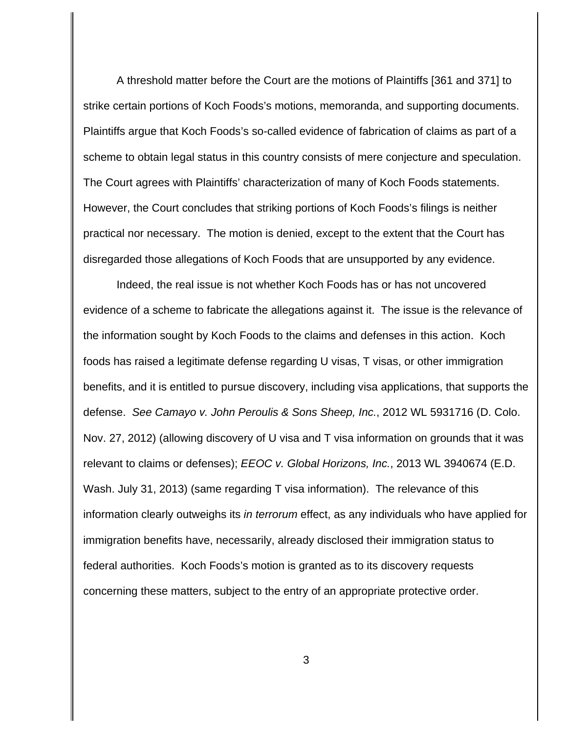A threshold matter before the Court are the motions of Plaintiffs [361 and 371] to strike certain portions of Koch Foods's motions, memoranda, and supporting documents. Plaintiffs argue that Koch Foods's so-called evidence of fabrication of claims as part of a scheme to obtain legal status in this country consists of mere conjecture and speculation. The Court agrees with Plaintiffs' characterization of many of Koch Foods statements. However, the Court concludes that striking portions of Koch Foods's filings is neither practical nor necessary. The motion is denied, except to the extent that the Court has disregarded those allegations of Koch Foods that are unsupported by any evidence.

Indeed, the real issue is not whether Koch Foods has or has not uncovered evidence of a scheme to fabricate the allegations against it. The issue is the relevance of the information sought by Koch Foods to the claims and defenses in this action. Koch foods has raised a legitimate defense regarding U visas, T visas, or other immigration benefits, and it is entitled to pursue discovery, including visa applications, that supports the defense. *See Camayo v. John Peroulis & Sons Sheep, Inc.*, 2012 WL 5931716 (D. Colo. Nov. 27, 2012) (allowing discovery of U visa and T visa information on grounds that it was relevant to claims or defenses); *EEOC v. Global Horizons, Inc.*, 2013 WL 3940674 (E.D. Wash. July 31, 2013) (same regarding T visa information). The relevance of this information clearly outweighs its *in terrorum* effect, as any individuals who have applied for immigration benefits have, necessarily, already disclosed their immigration status to federal authorities. Koch Foods's motion is granted as to its discovery requests concerning these matters, subject to the entry of an appropriate protective order.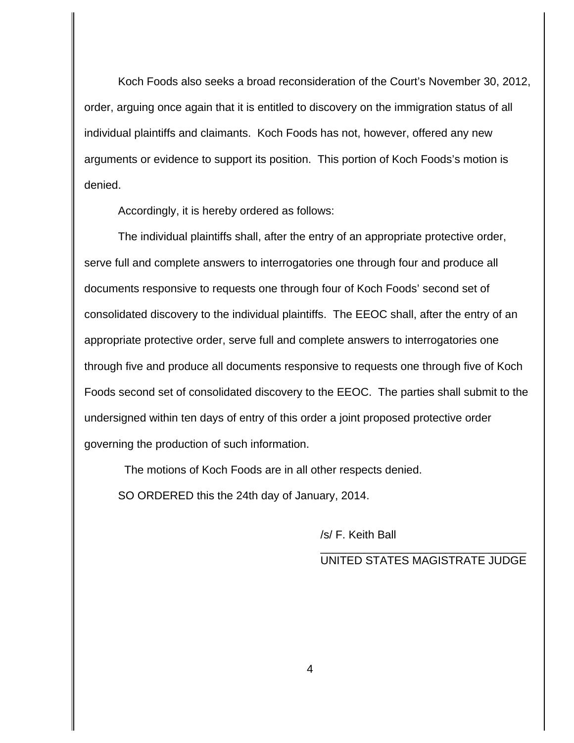Koch Foods also seeks a broad reconsideration of the Court's November 30, 2012, order, arguing once again that it is entitled to discovery on the immigration status of all individual plaintiffs and claimants. Koch Foods has not, however, offered any new arguments or evidence to support its position. This portion of Koch Foods's motion is denied.

Accordingly, it is hereby ordered as follows:

The individual plaintiffs shall, after the entry of an appropriate protective order, serve full and complete answers to interrogatories one through four and produce all documents responsive to requests one through four of Koch Foods' second set of consolidated discovery to the individual plaintiffs. The EEOC shall, after the entry of an appropriate protective order, serve full and complete answers to interrogatories one through five and produce all documents responsive to requests one through five of Koch Foods second set of consolidated discovery to the EEOC. The parties shall submit to the undersigned within ten days of entry of this order a joint proposed protective order governing the production of such information.

The motions of Koch Foods are in all other respects denied.

SO ORDERED this the 24th day of January, 2014.

/s/ F. Keith Ball

UNITED STATES MAGISTRATE JUDGE